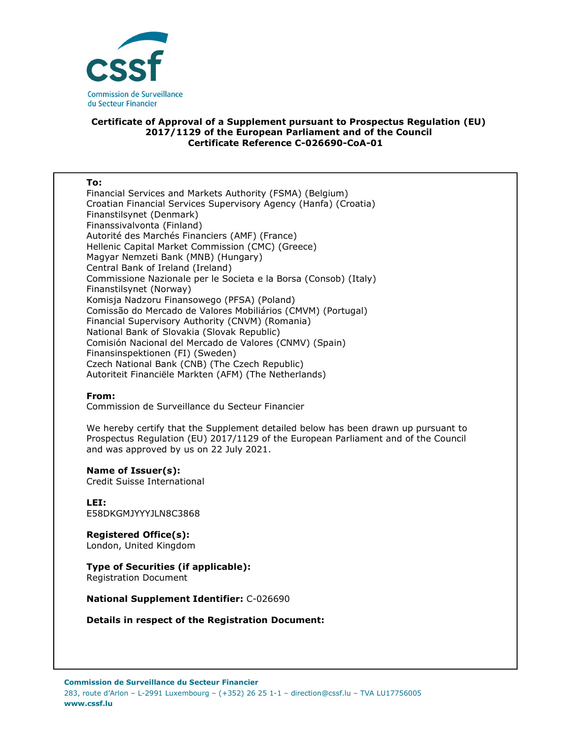**Commission de Surveillance du Secteur Financier**

**Certificate of Approval of a Supplement pursuant to Prospectus Regulation (EU) 2017/1129 of the European Parliament and of the Council**
**Certificate Reference C-026690-CoA-01**

**To:**
Financial Services and Markets Authority (FSMA) (Belgium)
Croatian Financial Services Supervisory Agency (Hanfa) (Croatia)
Finanstilsynet (Denmark)
Finanssivalvonta (Finland)
Autorité des Marchés Financiers (AMF) (France)
Hellenic Capital Market Commission (CMC) (Greece)
Magyar Nemzeti Bank (MNB) (Hungary)
Central Bank of Ireland (Ireland)
Commissione Nazionale per le Societa e la Borsa (Consob) (Italy)
Finanstilsynet (Norway)
Komisja Nadzoru Finansowego (PFSA) (Poland)
Comissão do Mercado de Valores Mobiliários (CMVM) (Portugal)
Financial Supervisory Authority (CNVM) (Romania)
National Bank of Slovakia (Slovak Republic)
Comisión Nacional del Mercado de Valores (CNMV) (Spain)
Finansinspektionen (FI) (Sweden)
Czech National Bank (CNB) (The Czech Republic)
Autoriteit Financiële Markten (AFM) (The Netherlands)

**From:**
Commission de Surveillance du Secteur Financier

We hereby certify that the Supplement detailed below has been drawn up pursuant to Prospectus Regulation (EU) 2017/1129 of the European Parliament and of the Council and was approved by us on 22 July 2021.

**Name of Issuer(s):**
Credit Suisse International

**LEI:**
E58DKGMJYYYJLN8C3868

**Registered Office(s):**
London, United Kingdom

**Type of Securities (if applicable):**
Registration Document

**National Supplement Identifier:** C-026690

**Details in respect of the Registration Document:**

**Commission de Surveillance du Secteur Financier**
283, route d'Arlon – L-2991 Luxembourg – (+352) 26 25 1-1 – direction@cssf.lu – TVA LU17756005
**www.cssf.lu**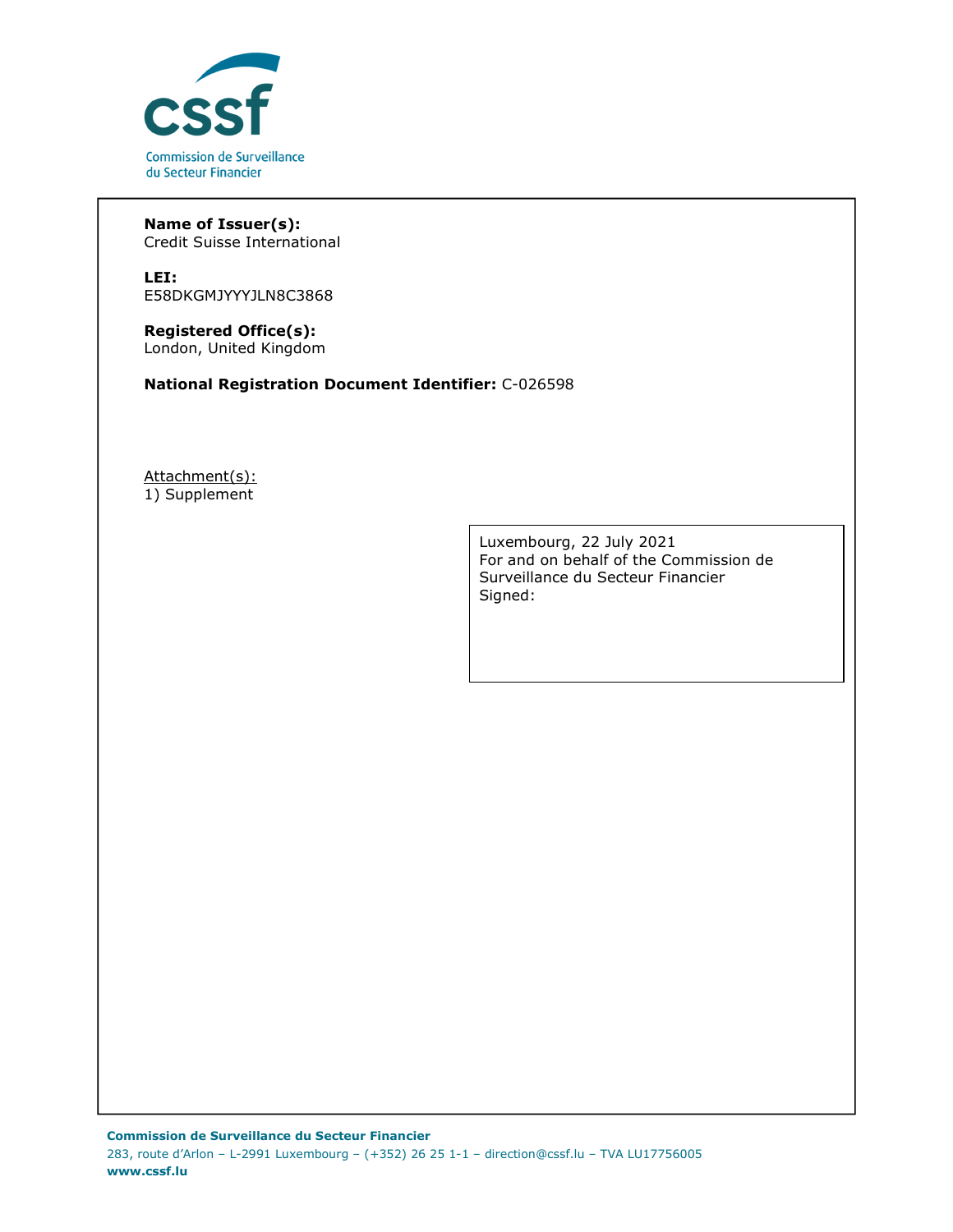**Name of Issuer(s):**
Credit Suisse International

**LEI:**
E58DKGMJYYYJLN8C3868

**Registered Office(s):**
London, United Kingdom

**National Registration Document Identifier:** C-026598

Attachment(s):
1) Supplement

Luxembourg, 22 July 2021
For and on behalf of the Commission de Surveillance du Secteur Financier
Signed: